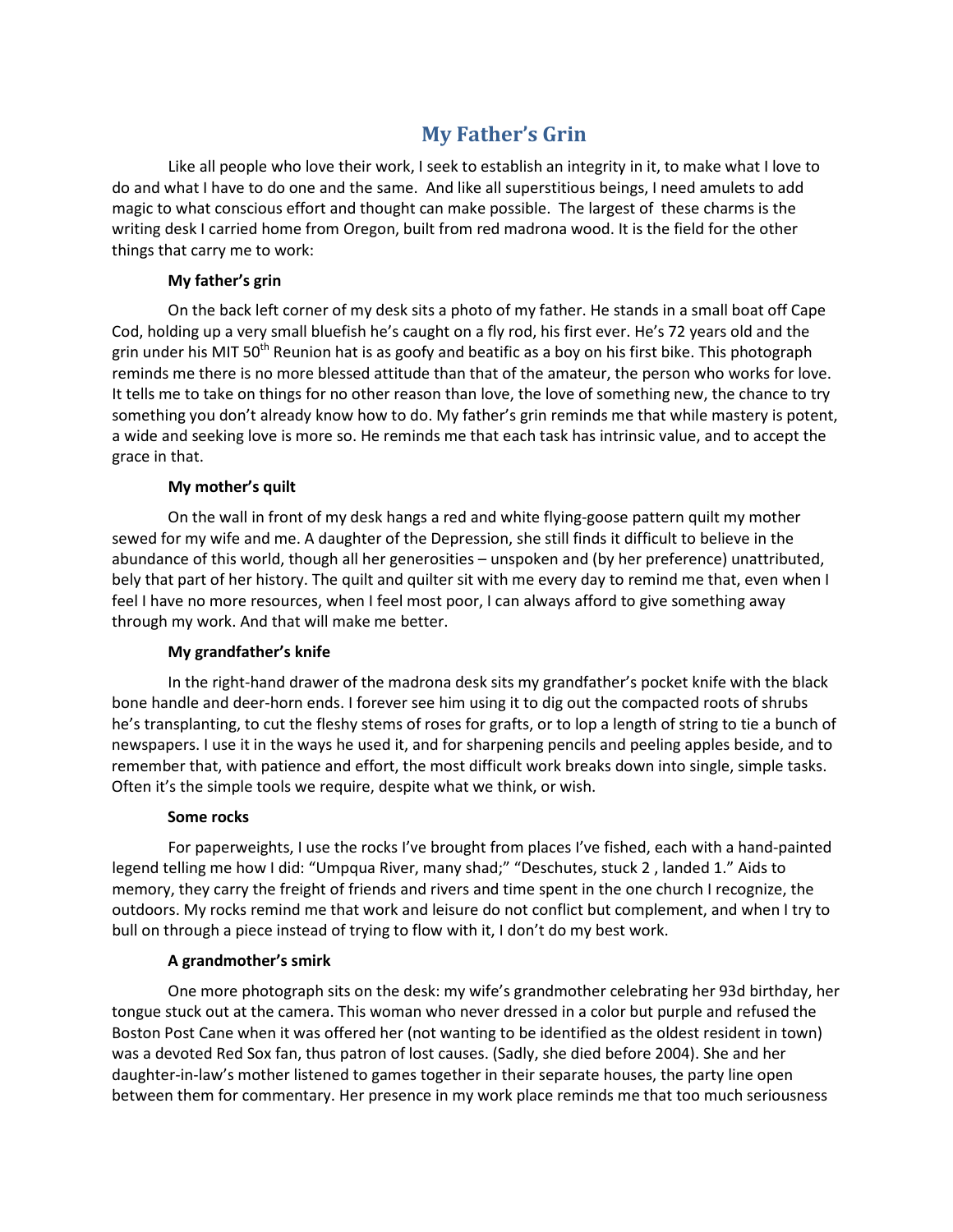# My Father's Grin

Like all people who love their work, I seek to establish an integrity in it, to make what I love to do and what I have to do one and the same. And like all superstitious beings, I need amulets to add magic to what conscious effort and thought can make possible. The largest of these charms is the writing desk I carried home from Oregon, built from red madrona wood. It is the field for the other things that carry me to work:

**My father's grin**

On the back left corner of my desk sits a photo of my father. He stands in a small boat off Cape Cod, holding up a very small bluefish he's caught on a fly rod, his first ever. He's 72 years old and the grin under his MIT 50th Reunion hat is as goofy and beatific as a boy on his first bike. This photograph reminds me there is no more blessed attitude than that of the amateur, the person who works for love. It tells me to take on things for no other reason than love, the love of something new, the chance to try something you don't already know how to do. My father's grin reminds me that while mastery is potent, a wide and seeking love is more so. He reminds me that each task has intrinsic value, and to accept the grace in that.

**My mother's quilt**

On the wall in front of my desk hangs a red and white flying-goose pattern quilt my mother sewed for my wife and me. A daughter of the Depression, she still finds it difficult to believe in the abundance of this world, though all her generosities – unspoken and (by her preference) unattributed, bely that part of her history. The quilt and quilter sit with me every day to remind me that, even when I feel I have no more resources, when I feel most poor, I can always afford to give something away through my work. And that will make me better.

**My grandfather's knife**

In the right-hand drawer of the madrona desk sits my grandfather's pocket knife with the black bone handle and deer-horn ends. I forever see him using it to dig out the compacted roots of shrubs he's transplanting, to cut the fleshy stems of roses for grafts, or to lop a length of string to tie a bunch of newspapers. I use it in the ways he used it, and for sharpening pencils and peeling apples beside, and to remember that, with patience and effort, the most difficult work breaks down into single, simple tasks. Often it's the simple tools we require, despite what we think, or wish.

**Some rocks**

For paperweights, I use the rocks I've brought from places I've fished, each with a hand-painted legend telling me how I did: "Umpqua River, many shad;" "Deschutes, stuck 2 , landed 1." Aids to memory, they carry the freight of friends and rivers and time spent in the one church I recognize, the outdoors. My rocks remind me that work and leisure do not conflict but complement, and when I try to bull on through a piece instead of trying to flow with it, I don't do my best work.

**A grandmother's smirk**

One more photograph sits on the desk: my wife's grandmother celebrating her 93d birthday, her tongue stuck out at the camera. This woman who never dressed in a color but purple and refused the Boston Post Cane when it was offered her (not wanting to be identified as the oldest resident in town) was a devoted Red Sox fan, thus patron of lost causes. (Sadly, she died before 2004). She and her daughter-in-law's mother listened to games together in their separate houses, the party line open between them for commentary. Her presence in my work place reminds me that too much seriousness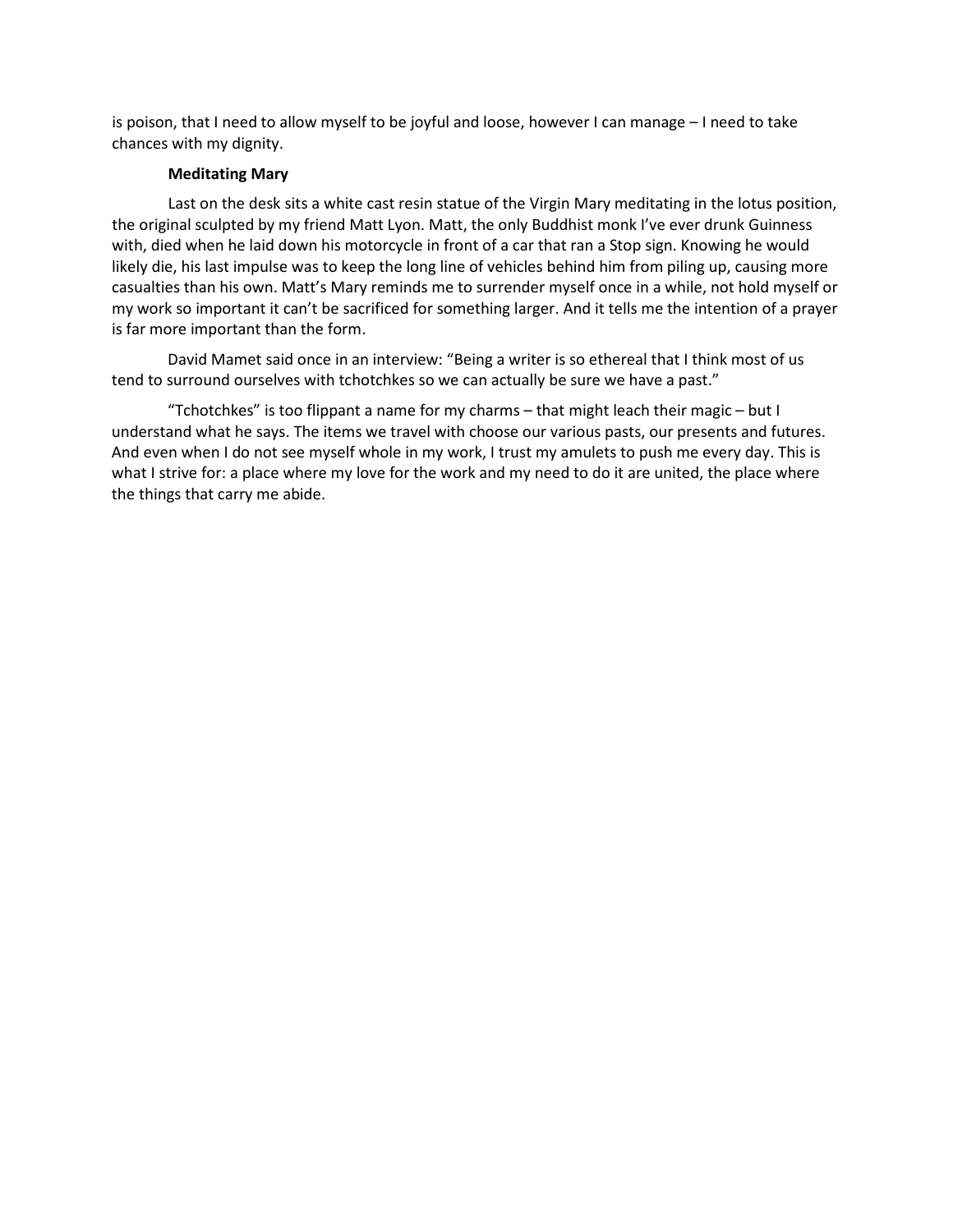is poison, that I need to allow myself to be joyful and loose, however I can manage – I need to take chances with my dignity.

**Meditating Mary**

Last on the desk sits a white cast resin statue of the Virgin Mary meditating in the lotus position, the original sculpted by my friend Matt Lyon. Matt, the only Buddhist monk I've ever drunk Guinness with, died when he laid down his motorcycle in front of a car that ran a Stop sign. Knowing he would likely die, his last impulse was to keep the long line of vehicles behind him from piling up, causing more casualties than his own. Matt's Mary reminds me to surrender myself once in a while, not hold myself or my work so important it can't be sacrificed for something larger. And it tells me the intention of a prayer is far more important than the form.

David Mamet said once in an interview: "Being a writer is so ethereal that I think most of us tend to surround ourselves with tchotchkes so we can actually be sure we have a past."

"Tchotchkes" is too flippant a name for my charms – that might leach their magic – but I understand what he says. The items we travel with choose our various pasts, our presents and futures. And even when I do not see myself whole in my work, I trust my amulets to push me every day. This is what I strive for: a place where my love for the work and my need to do it are united, the place where the things that carry me abide.